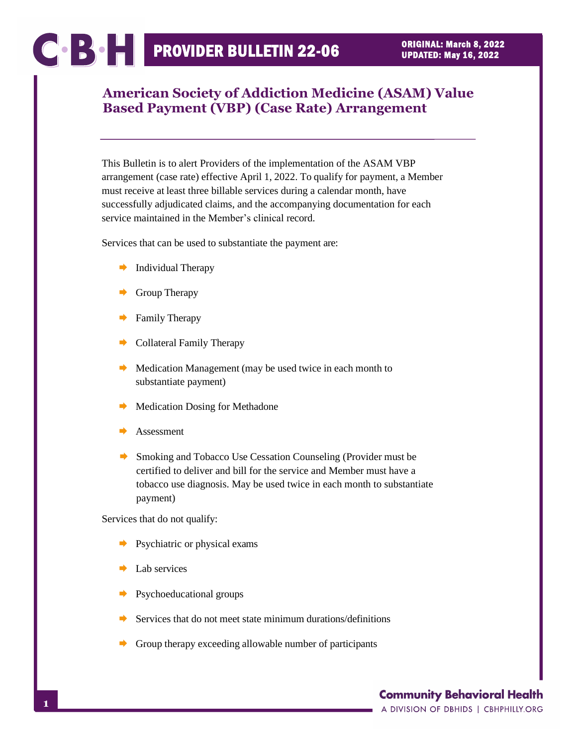# PROVIDER BULLETIN 22-06

**ORIGINAL: March 8, 2022**
**UPDATED: May 16, 2022**

## American Society of Addiction Medicine (ASAM) Value Based Payment (VBP) (Case Rate) Arrangement

This Bulletin is to alert Providers of the implementation of the ASAM VBP arrangement (case rate) effective April 1, 2022. To qualify for payment, a Member must receive at least three billable services during a calendar month, have successfully adjudicated claims, and the accompanying documentation for each service maintained in the Member's clinical record.

Services that can be used to substantiate the payment are:

- Individual Therapy
- Group Therapy
- Family Therapy
- Collateral Family Therapy
- Medication Management (may be used twice in each month to substantiate payment)
- Medication Dosing for Methadone
- Assessment
- Smoking and Tobacco Use Cessation Counseling (Provider must be certified to deliver and bill for the service and Member must have a tobacco use diagnosis. May be used twice in each month to substantiate payment)

Services that do not qualify:

- Psychiatric or physical exams
- Lab services
- Psychoeducational groups
- Services that do not meet state minimum durations/definitions
- Group therapy exceeding allowable number of participants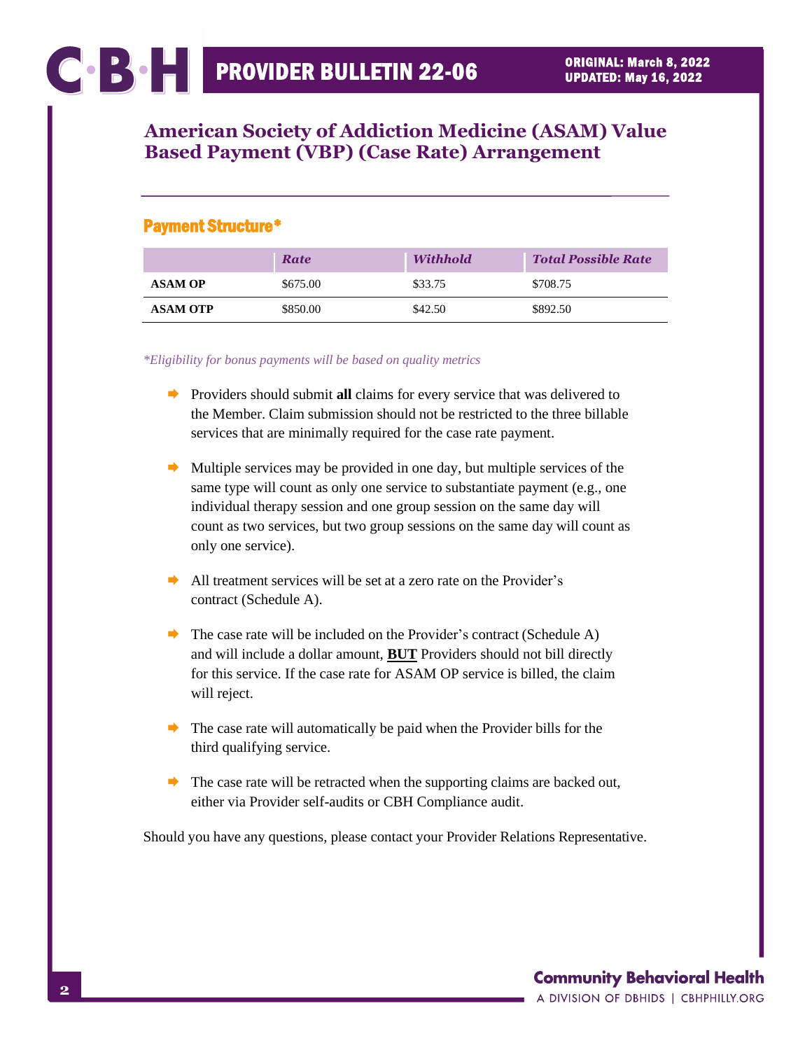# American Society of Addiction Medicine (ASAM) Value Based Payment (VBP) (Case Rate) Arrangement

## Payment Structure*

| | *Rate* | *Withhold* | *Total Possible Rate* |
|---|---|---|---|
| **ASAM OP** | $675.00 | $33.75 | $708.75 |
| **ASAM OTP** | $850.00 | $42.50 | $892.50 |

*\*Eligibility for bonus payments will be based on quality metrics*

- Providers should submit **all** claims for every service that was delivered to the Member. Claim submission should not be restricted to the three billable services that are minimally required for the case rate payment.
- Multiple services may be provided in one day, but multiple services of the same type will count as only one service to substantiate payment (e.g., one individual therapy session and one group session on the same day will count as two services, but two group sessions on the same day will count as only one service).
- All treatment services will be set at a zero rate on the Provider's contract (Schedule A).
- The case rate will be included on the Provider's contract (Schedule A) and will include a dollar amount, **<u>BUT</u>** Providers should not bill directly for this service. If the case rate for ASAM OP service is billed, the claim will reject.
- The case rate will automatically be paid when the Provider bills for the third qualifying service.
- The case rate will be retracted when the supporting claims are backed out, either via Provider self-audits or CBH Compliance audit.

Should you have any questions, please contact your Provider Relations Representative.